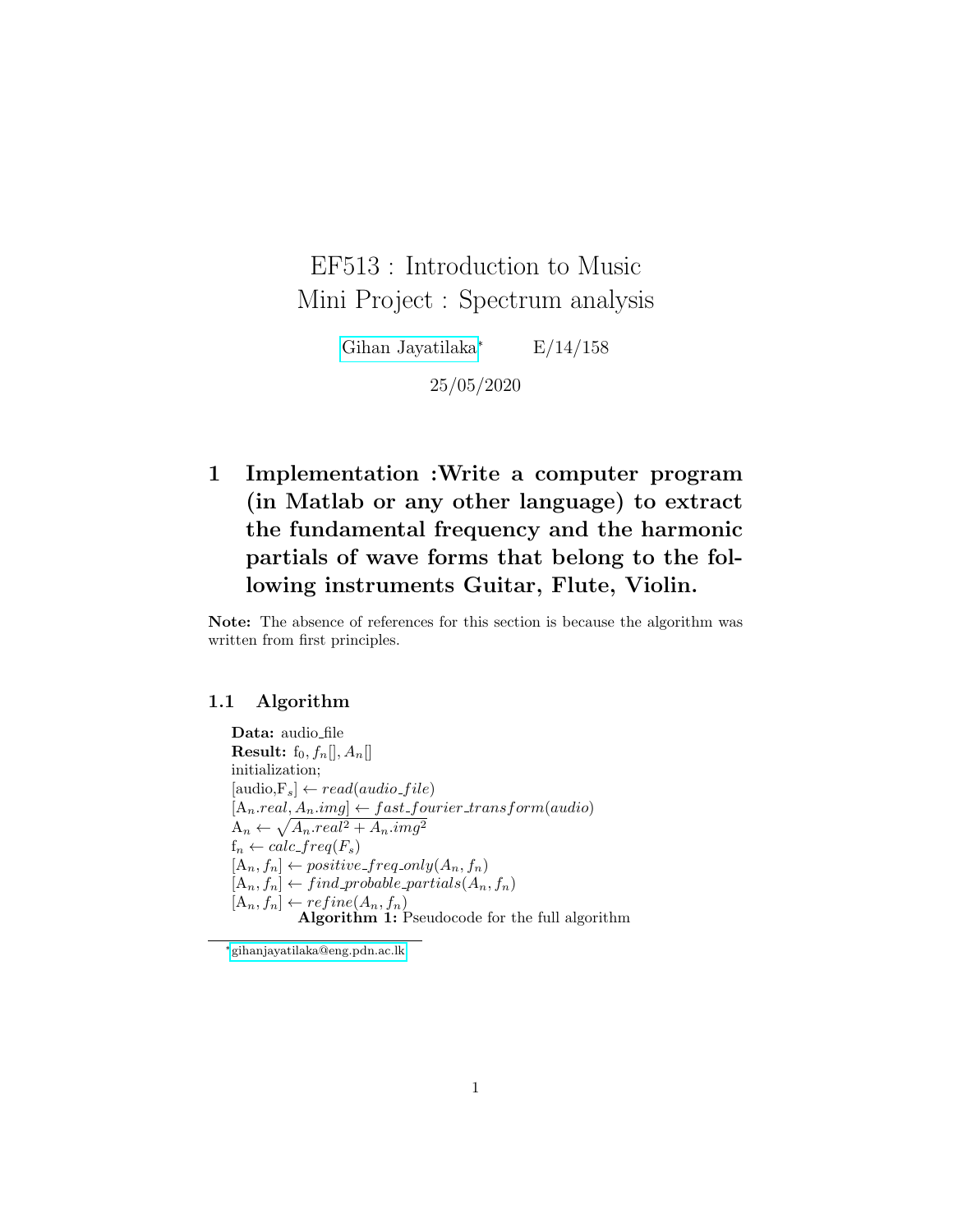# EF513 : Introduction to Music
# Mini Project : Spectrum analysis

Gihan Jayatilaka[*] E/14/158

25/05/2020

## 1 Implementation :Write a computer program (in Matlab or any other language) to extract the fundamental frequency and the harmonic partials of wave forms that belong to the following instruments Guitar, Flute, Violin.

**Note:** The absence of references for this section is because the algorithm was written from first principles.

### 1.1 Algorithm

**Data:** audio_file
**Result:** $f_0, f_n[], A_n[]$
initialization;
[audio,$F_s$] $\leftarrow$ $read(audio\_file)$
[$A_n.real, A_n.img$] $\leftarrow$ $fast\_fourier\_transform(audio)$
$A_n \leftarrow \sqrt{A_n.real^2 + A_n.img^2}$
$f_n \leftarrow calc\_freq(F_s)$
[$A_n, f_n$] $\leftarrow$ $positive\_freq\_only(A_n, f_n)$
[$A_n, f_n$] $\leftarrow$ $find\_probable\_partials(A_n, f_n)$
[$A_n, f_n$] $\leftarrow$ $refine(A_n, f_n)$

**Algorithm 1:** Pseudocode for the full algorithm

[*] gihanjayatilaka@eng.pdn.ac.lk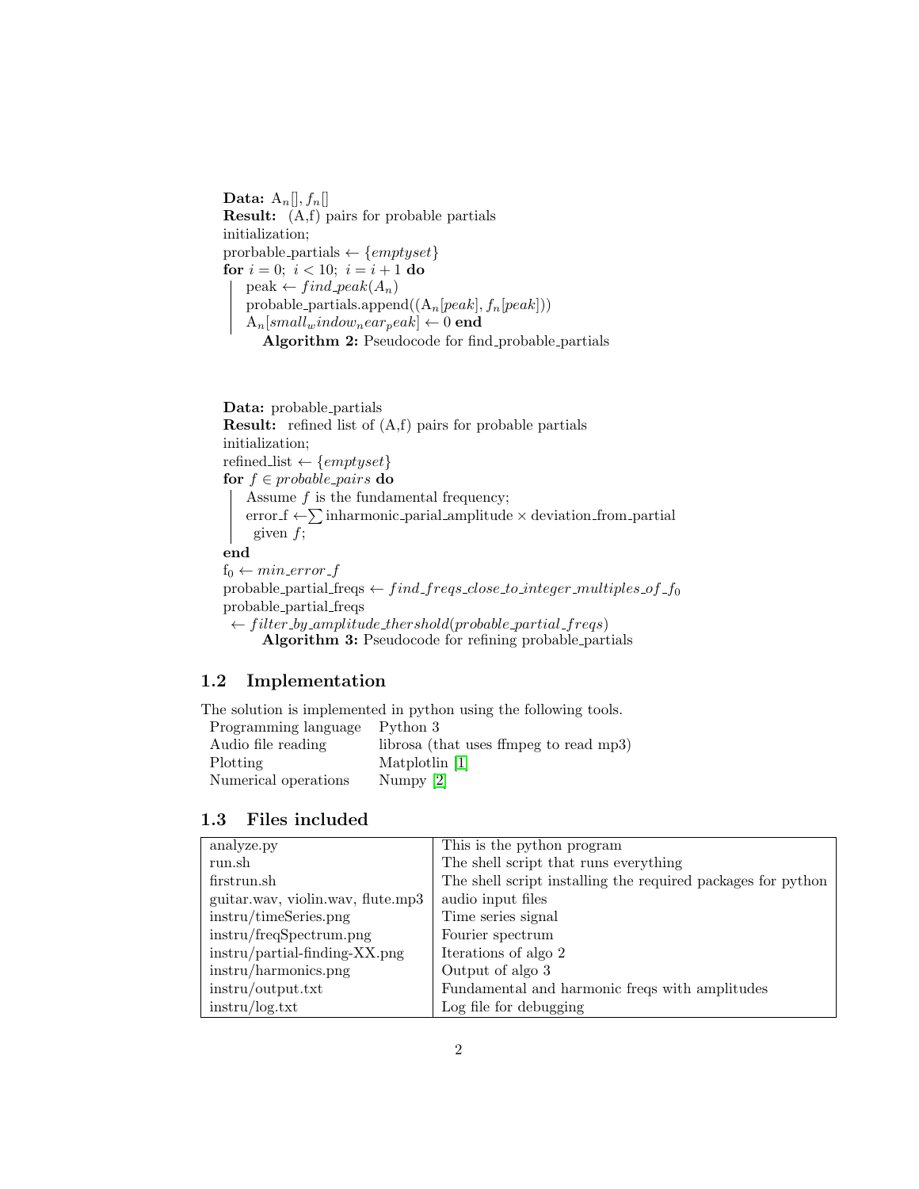**Data:** $A_n[], f_n[]$
**Result:** (A,f) pairs for probable partials
initialization;
prorbable_partials ← {*emptyset*}
**for** $i = 0;\ i < 10;\ i = i + 1$ **do**
    peak ← *find_peak*($A_n$)
    probable_partials.append(($A_n[peak], f_n[peak]$))
    $A_n[small_window_near_peak] \leftarrow 0$ **end**

**Algorithm 2:** Pseudocode for find_probable_partials

**Data:** probable_partials
**Result:** refined list of (A,f) pairs for probable partials
initialization;
refined_list ← {*emptyset*}
**for** $f \in probable\_pairs$ **do**
    Assume $f$ is the fundamental frequency;
    error_f ←$\sum$ inharmonic_parial_amplitude × deviation_from_partial given $f$;
**end**
$f_0 \leftarrow min\_error\_f$
probable_partial_freqs ← *find_freqs_close_to_integer_multiples_of_*$f_0$
probable_partial_freqs ← *filter_by_amplitude_thershold(probable_partial_freqs)*

**Algorithm 3:** Pseudocode for refining probable_partials

## 1.2 Implementation

The solution is implemented in python using the following tools.

| | |
|---|---|
| Programming language | Python 3 |
| Audio file reading | librosa (that uses ffmpeg to read mp3) |
| Plotting | Matplotlin [1] |
| Numerical operations | Numpy [2] |

## 1.3 Files included

| | |
|---|---|
| analyze.py | This is the python program |
| run.sh | The shell script that runs everything |
| firstrun.sh | The shell script installing the required packages for python |
| guitar.wav, violin.wav, flute.mp3 | audio input files |
| instru/timeSeries.png | Time series signal |
| instru/freqSpectrum.png | Fourier spectrum |
| instru/partial-finding-XX.png | Iterations of algo 2 |
| instru/harmonics.png | Output of algo 3 |
| instru/output.txt | Fundamental and harmonic freqs with amplitudes |
| instru/log.txt | Log file for debugging |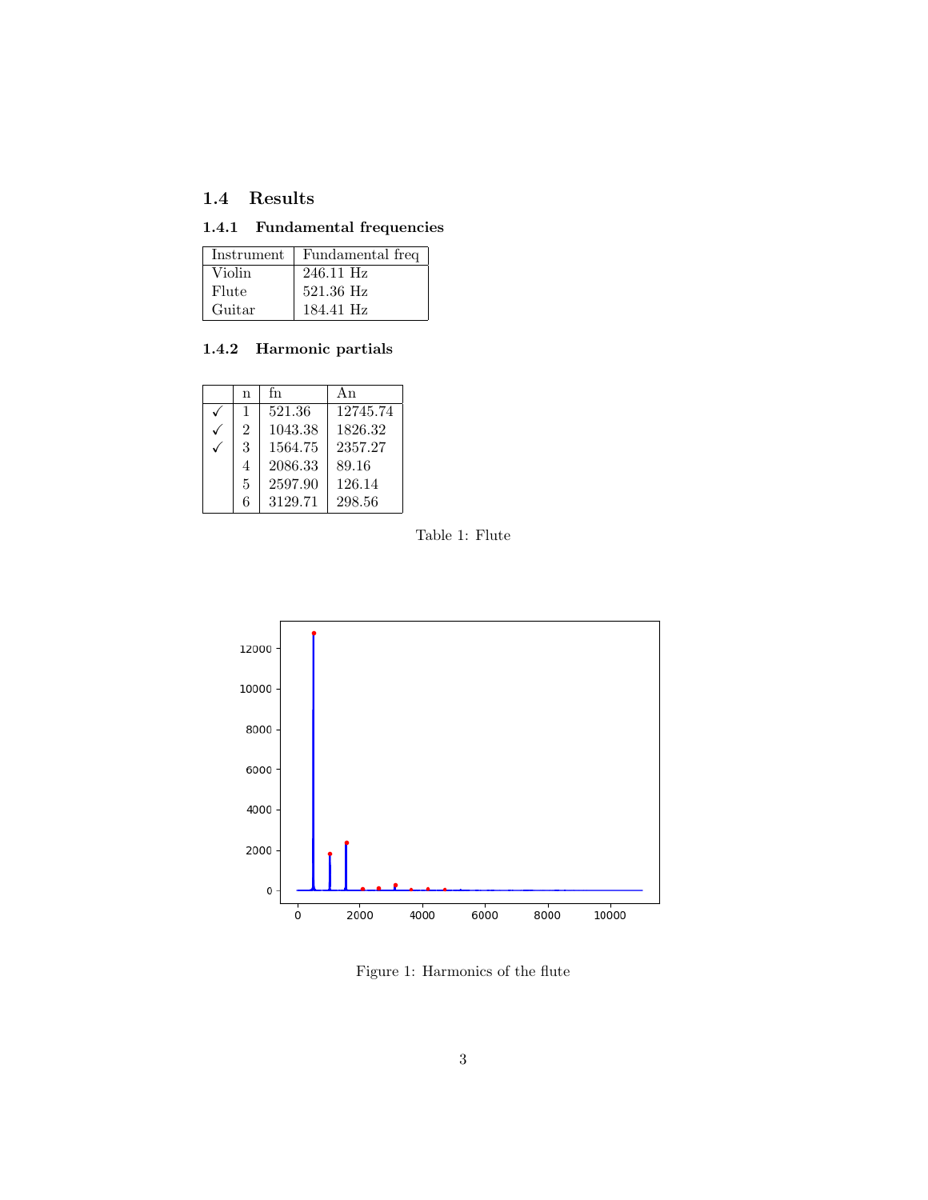### 1.4 Results

#### 1.4.1 Fundamental frequencies

| Instrument | Fundamental freq |
|---|---|
| Violin | 246.11 Hz |
| Flute | 521.36 Hz |
| Guitar | 184.41 Hz |

#### 1.4.2 Harmonic partials

| | n | fn | An |
|---|---|---|---|
| ✓ | 1 | 521.36 | 12745.74 |
| ✓ | 2 | 1043.38 | 1826.32 |
| ✓ | 3 | 1564.75 | 2357.27 |
| | 4 | 2086.33 | 89.16 |
| | 5 | 2597.90 | 126.14 |
| | 6 | 3129.71 | 298.56 |

Table 1: Flute

Figure 1: Harmonics of the flute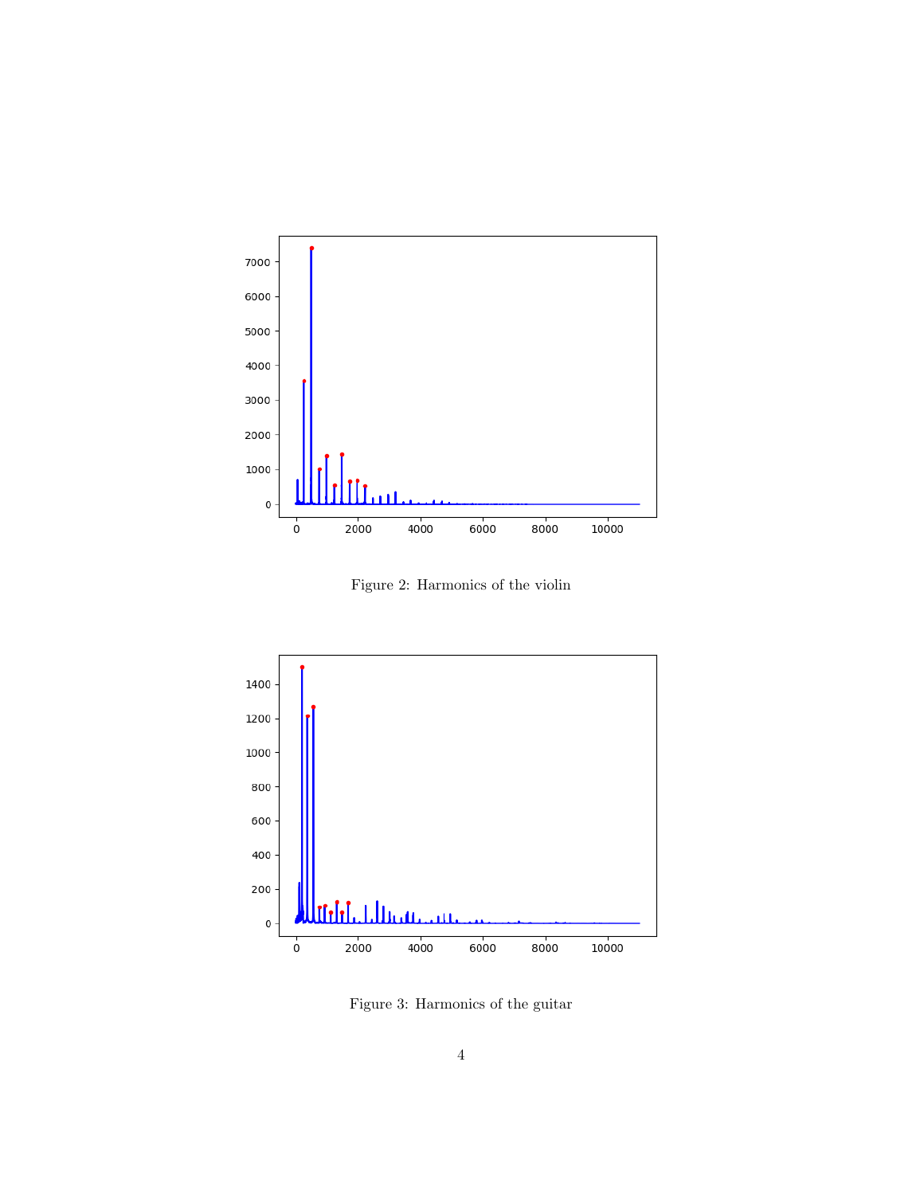Figure 2: Harmonics of the violin

Figure 3: Harmonics of the guitar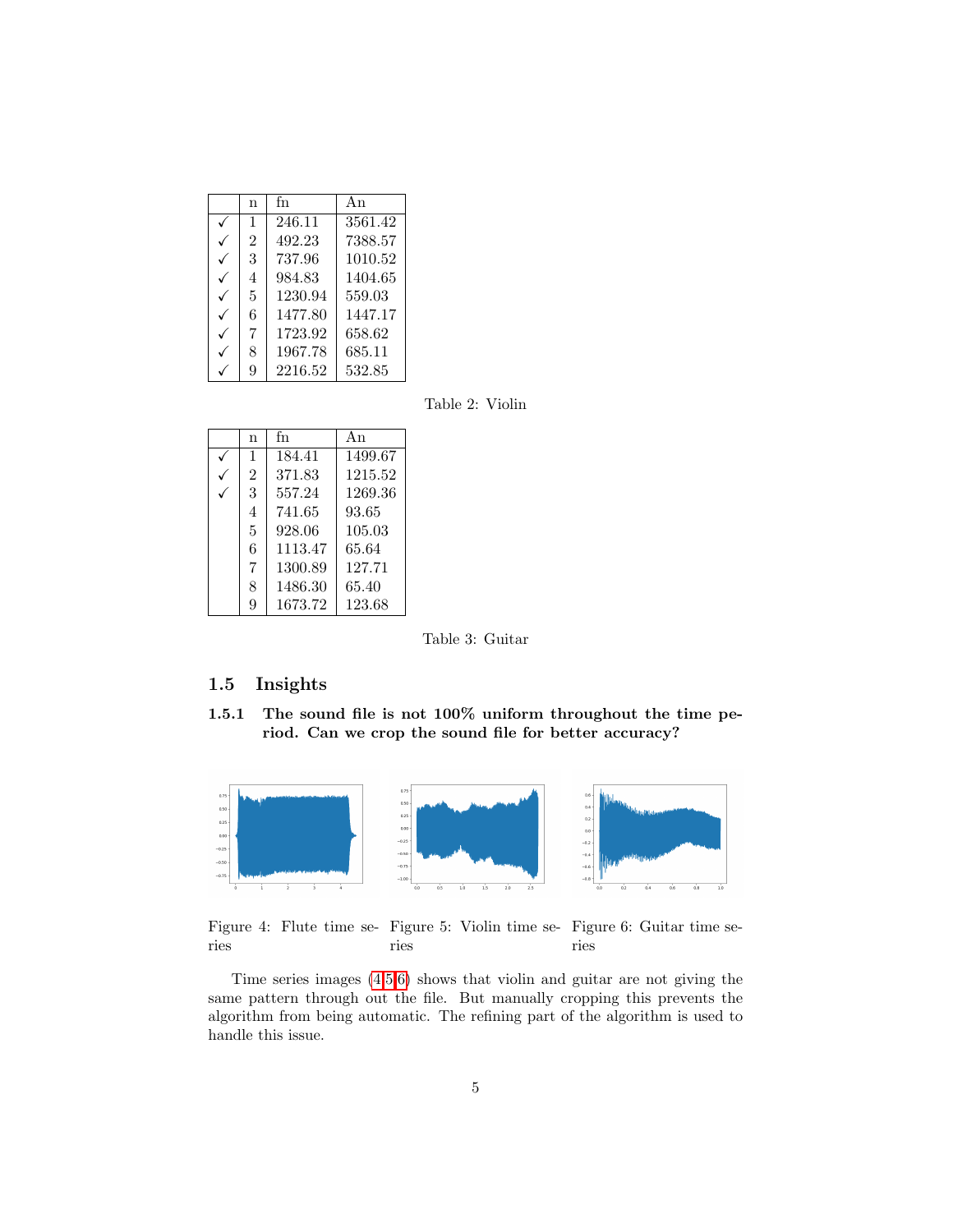|   | n | fn | An |
|---|---|---|---|
| ✓ | 1 | 246.11 | 3561.42 |
| ✓ | 2 | 492.23 | 7388.57 |
| ✓ | 3 | 737.96 | 1010.52 |
| ✓ | 4 | 984.83 | 1404.65 |
| ✓ | 5 | 1230.94 | 559.03 |
| ✓ | 6 | 1477.80 | 1447.17 |
| ✓ | 7 | 1723.92 | 658.62 |
| ✓ | 8 | 1967.78 | 685.11 |
| ✓ | 9 | 2216.52 | 532.85 |

Table 2: Violin

|   | n | fn | An |
|---|---|---|---|
| ✓ | 1 | 184.41 | 1499.67 |
| ✓ | 2 | 371.83 | 1215.52 |
| ✓ | 3 | 557.24 | 1269.36 |
|   | 4 | 741.65 | 93.65 |
|   | 5 | 928.06 | 105.03 |
|   | 6 | 1113.47 | 65.64 |
|   | 7 | 1300.89 | 127.71 |
|   | 8 | 1486.30 | 65.40 |
|   | 9 | 1673.72 | 123.68 |

Table 3: Guitar

## 1.5 Insights

### 1.5.1 The sound file is not 100% uniform throughout the time period. Can we crop the sound file for better accuracy?

Figure 4: Flute time series

Figure 5: Violin time series

Figure 6: Guitar time series

Time series images (4,5,6) shows that violin and guitar are not giving the same pattern through out the file. But manually cropping this prevents the algorithm from being automatic. The refining part of the algorithm is used to handle this issue.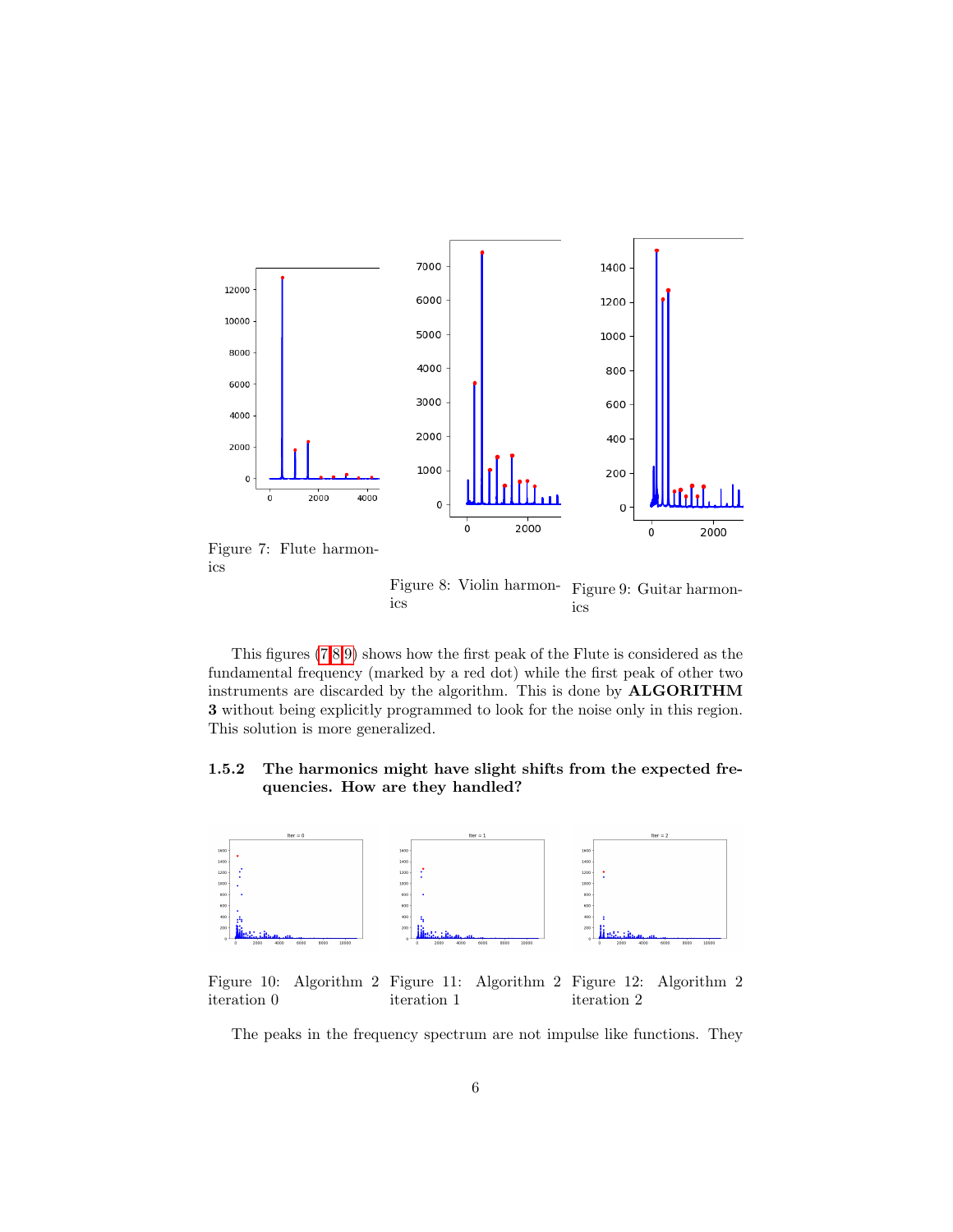Figure 7: Flute harmonics

Figure 8: Violin harmonics

Figure 9: Guitar harmonics

This figures (7,8,9) shows how the first peak of the Flute is considered as the fundamental frequency (marked by a red dot) while the first peak of other two instruments are discarded by the algorithm. This is done by **ALGORITHM 3** without being explicitly programmed to look for the noise only in this region. This solution is more generalized.

#### 1.5.2 The harmonics might have slight shifts from the expected frequencies. How are they handled?

Figure 10: Algorithm 2 iteration 0

Figure 11: Algorithm 2 iteration 1

Figure 12: Algorithm 2 iteration 2

The peaks in the frequency spectrum are not impulse like functions. They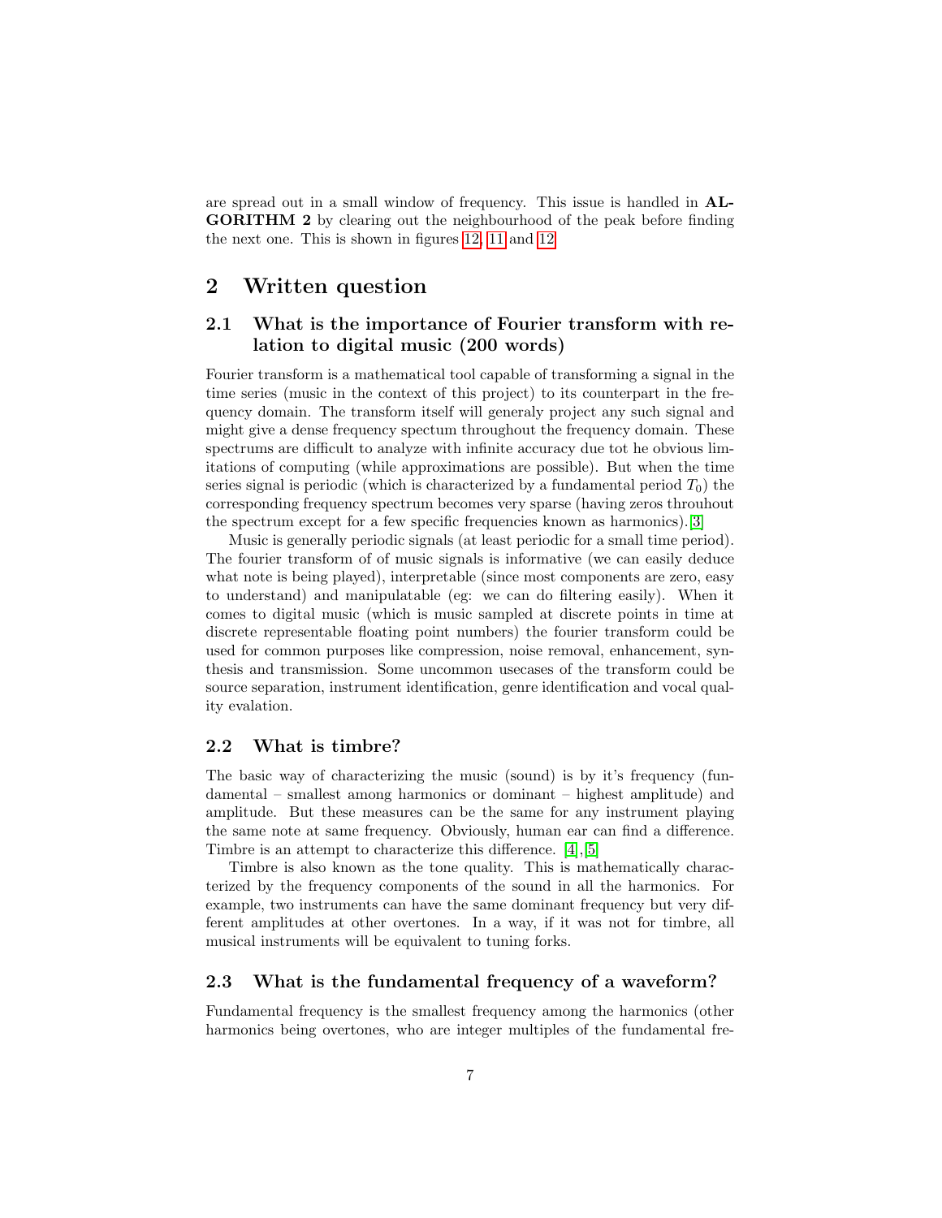are spread out in a small window of frequency. This issue is handled in **ALGORITHM 2** by clearing out the neighbourhood of the peak before finding the next one. This is shown in figures 12, 11 and 12

## 2 Written question

### 2.1 What is the importance of Fourier transform with relation to digital music (200 words)

Fourier transform is a mathematical tool capable of transforming a signal in the time series (music in the context of this project) to its counterpart in the frequency domain. The transform itself will generaly project any such signal and might give a dense frequency spectum throughout the frequency domain. These spectrums are difficult to analyze with infinite accuracy due tot he obvious limitations of computing (while approximations are possible). But when the time series signal is periodic (which is characterized by a fundamental period $T_0$) the corresponding frequency spectrum becomes very sparse (having zeros throuhout the spectrum except for a few specific frequencies known as harmonics).[3]

Music is generally periodic signals (at least periodic for a small time period). The fourier transform of of music signals is informative (we can easily deduce what note is being played), interpretable (since most components are zero, easy to understand) and manipulatable (eg: we can do filtering easily). When it comes to digital music (which is music sampled at discrete points in time at discrete representable floating point numbers) the fourier transform could be used for common purposes like compression, noise removal, enhancement, synthesis and transmission. Some uncommon usecases of the transform could be source separation, instrument identification, genre identification and vocal quality evalation.

### 2.2 What is timbre?

The basic way of characterizing the music (sound) is by it's frequency (fundamental – smallest among harmonics or dominant – highest amplitude) and amplitude. But these measures can be the same for any instrument playing the same note at same frequency. Obviously, human ear can find a difference. Timbre is an attempt to characterize this difference. [4],[5]

Timbre is also known as the tone quality. This is mathematically characterized by the frequency components of the sound in all the harmonics. For example, two instruments can have the same dominant frequency but very different amplitudes at other overtones. In a way, if it was not for timbre, all musical instruments will be equivalent to tuning forks.

### 2.3 What is the fundamental frequency of a waveform?

Fundamental frequency is the smallest frequency among the harmonics (other harmonics being overtones, who are integer multiples of the fundamental fre-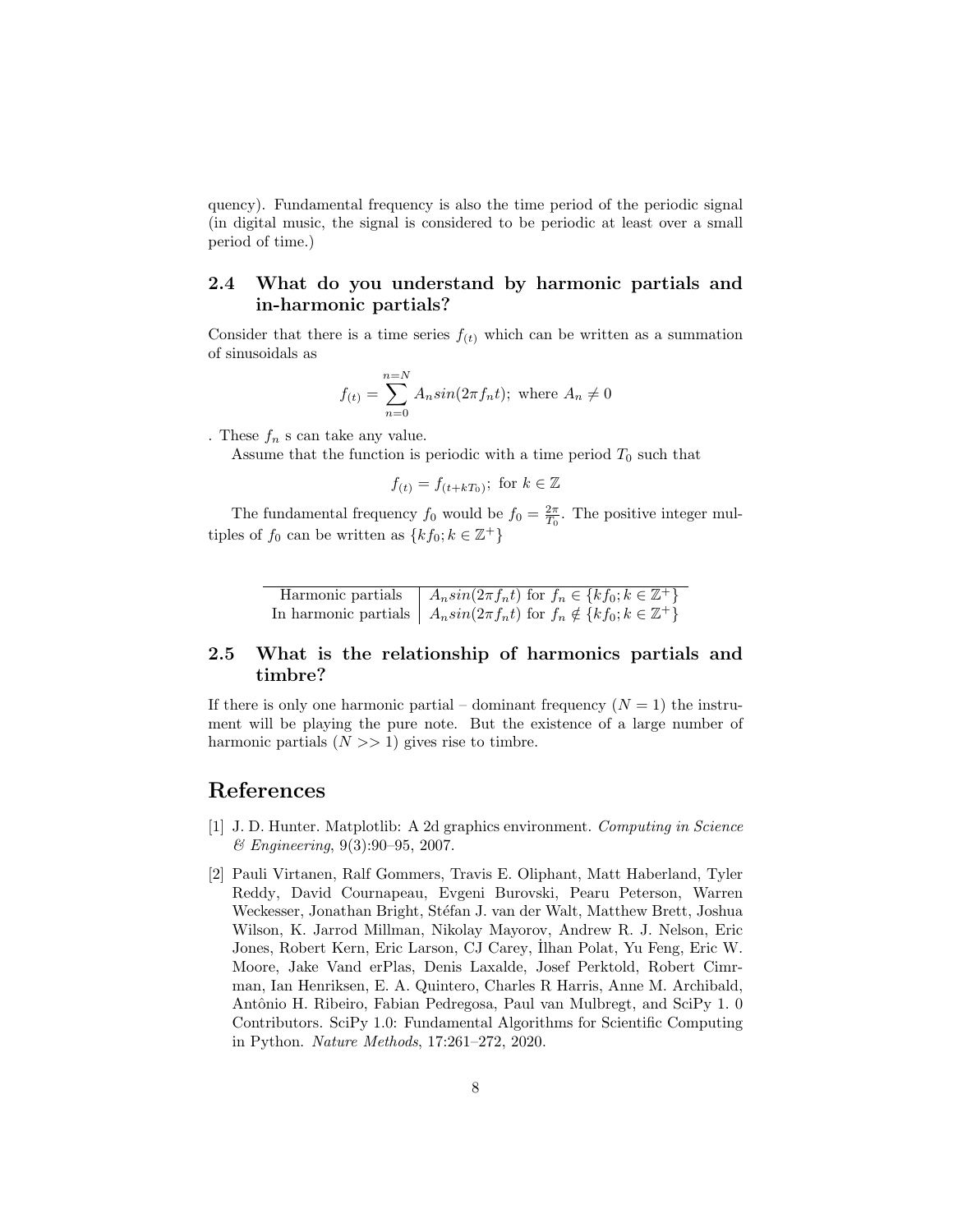quency). Fundamental frequency is also the time period of the periodic signal (in digital music, the signal is considered to be periodic at least over a small period of time.)

### 2.4 What do you understand by harmonic partials and in-harmonic partials?

Consider that there is a time series $f_{(t)}$ which can be written as a summation of sinusoidals as

$$f_{(t)} = \sum_{n=0}^{n=N} A_n sin(2\pi f_n t);\ \text{where } A_n \neq 0$$

. These $f_n$ s can take any value.

Assume that the function is periodic with a time period $T_0$ such that

$$f_{(t)} = f_{(t+kT_0)};\ \text{for } k \in \mathbb{Z}$$

The fundamental frequency $f_0$ would be $f_0 = \frac{2\pi}{T_0}$. The positive integer multiples of $f_0$ can be written as $\{kf_0; k \in \mathbb{Z}^+\}$

| | |
|---|---|
| Harmonic partials | $A_n sin(2\pi f_n t)$ for $f_n \in \{kf_0; k \in \mathbb{Z}^+\}$ |
| In harmonic partials | $A_n sin(2\pi f_n t)$ for $f_n \notin \{kf_0; k \in \mathbb{Z}^+\}$ |

### 2.5 What is the relationship of harmonics partials and timbre?

If there is only one harmonic partial – dominant frequency ($N = 1$) the instrument will be playing the pure note. But the existence of a large number of harmonic partials ($N >> 1$) gives rise to timbre.

## References

[1] J. D. Hunter. Matplotlib: A 2d graphics environment. *Computing in Science & Engineering*, 9(3):90–95, 2007.

[2] Pauli Virtanen, Ralf Gommers, Travis E. Oliphant, Matt Haberland, Tyler Reddy, David Cournapeau, Evgeni Burovski, Pearu Peterson, Warren Weckesser, Jonathan Bright, Stéfan J. van der Walt, Matthew Brett, Joshua Wilson, K. Jarrod Millman, Nikolay Mayorov, Andrew R. J. Nelson, Eric Jones, Robert Kern, Eric Larson, CJ Carey, İlhan Polat, Yu Feng, Eric W. Moore, Jake Vand erPlas, Denis Laxalde, Josef Perktold, Robert Cimrman, Ian Henriksen, E. A. Quintero, Charles R Harris, Anne M. Archibald, Antônio H. Ribeiro, Fabian Pedregosa, Paul van Mulbregt, and SciPy 1. 0 Contributors. SciPy 1.0: Fundamental Algorithms for Scientific Computing in Python. *Nature Methods*, 17:261–272, 2020.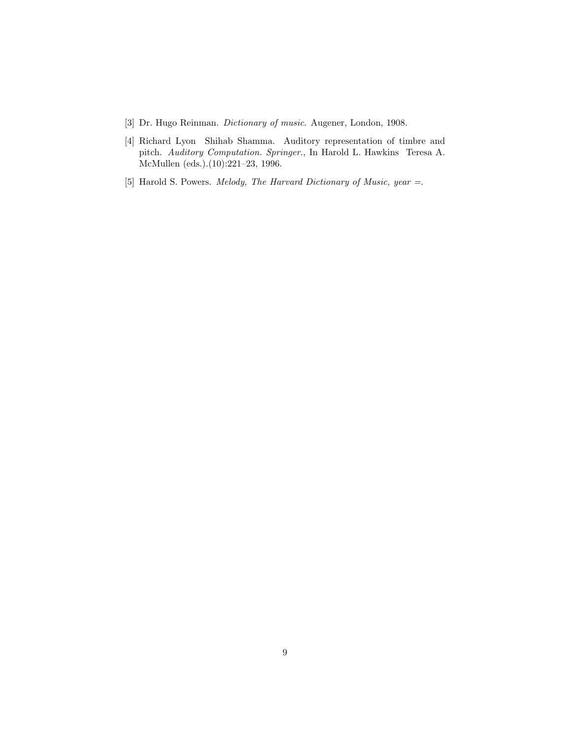[3] Dr. Hugo Reinman. *Dictionary of music*. Augener, London, 1908.

[4] Richard Lyon  Shihab Shamma. Auditory representation of timbre and pitch. *Auditory Computation. Springer.*, In Harold L. Hawkins  Teresa A. McMullen (eds.).(10):221–23, 1996.

[5] Harold S. Powers. *Melody, The Harvard Dictionary of Music, year =*.